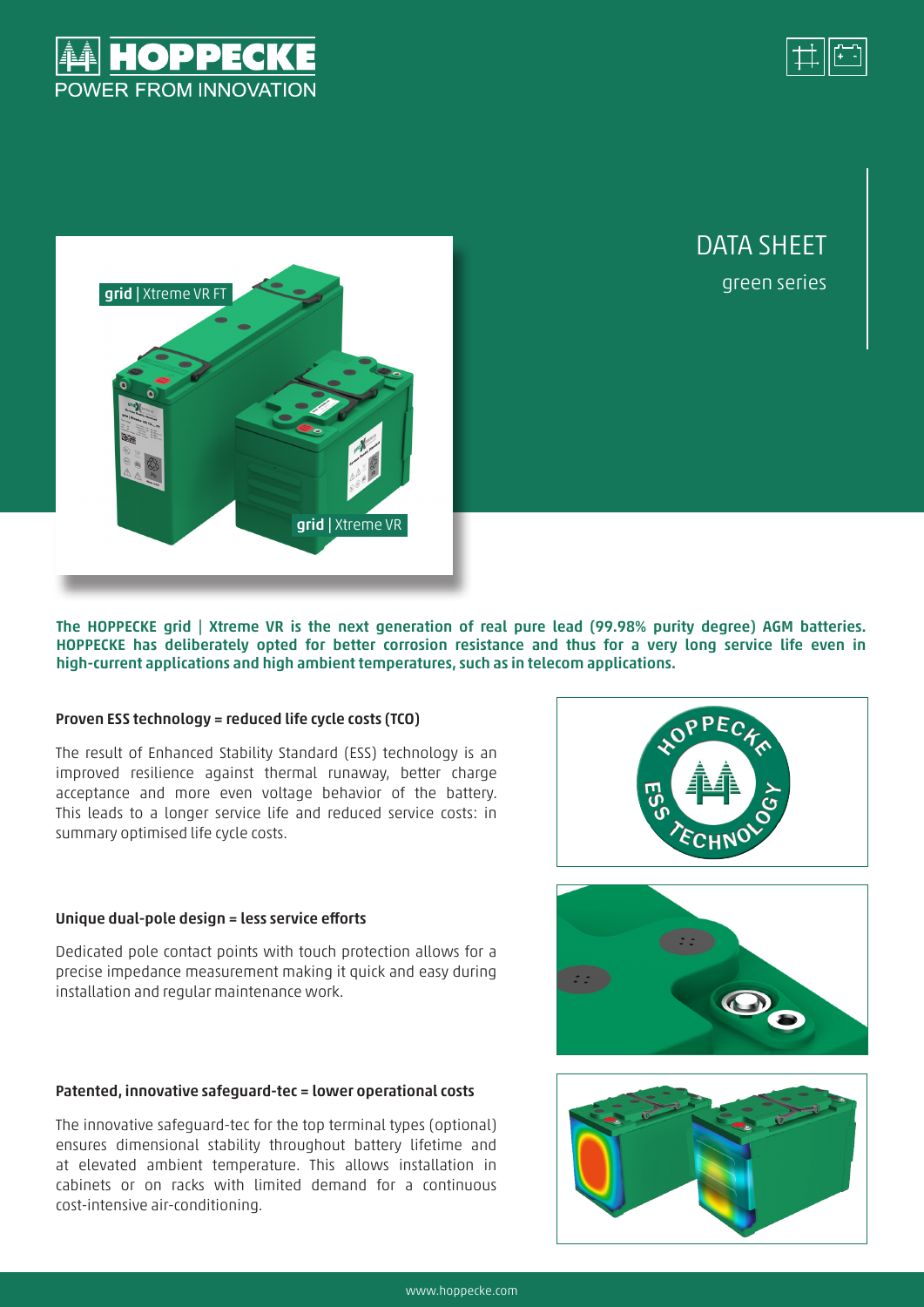HOPPECKE
POWER FROM INNOVATION

# DATA SHEET

green series

grid | Xtreme VR FT

grid | Xtreme VR

**The HOPPECKE grid | Xtreme VR is the next generation of real pure lead (99.98% purity degree) AGM batteries. HOPPECKE has deliberately opted for better corrosion resistance and thus for a very long service life even in high-current applications and high ambient temperatures, such as in telecom applications.**

### Proven ESS technology = reduced life cycle costs (TCO)

The result of Enhanced Stability Standard (ESS) technology is an improved resilience against thermal runaway, better charge acceptance and more even voltage behavior of the battery. This leads to a longer service life and reduced service costs: in summary optimised life cycle costs.

### Unique dual-pole design = less service efforts

Dedicated pole contact points with touch protection allows for a precise impedance measurement making it quick and easy during installation and regular maintenance work.

### Patented, innovative safeguard-tec = lower operational costs

The innovative safeguard-tec for the top terminal types (optional) ensures dimensional stability throughout battery lifetime and at elevated ambient temperature. This allows installation in cabinets or on racks with limited demand for a continuous cost-intensive air-conditioning.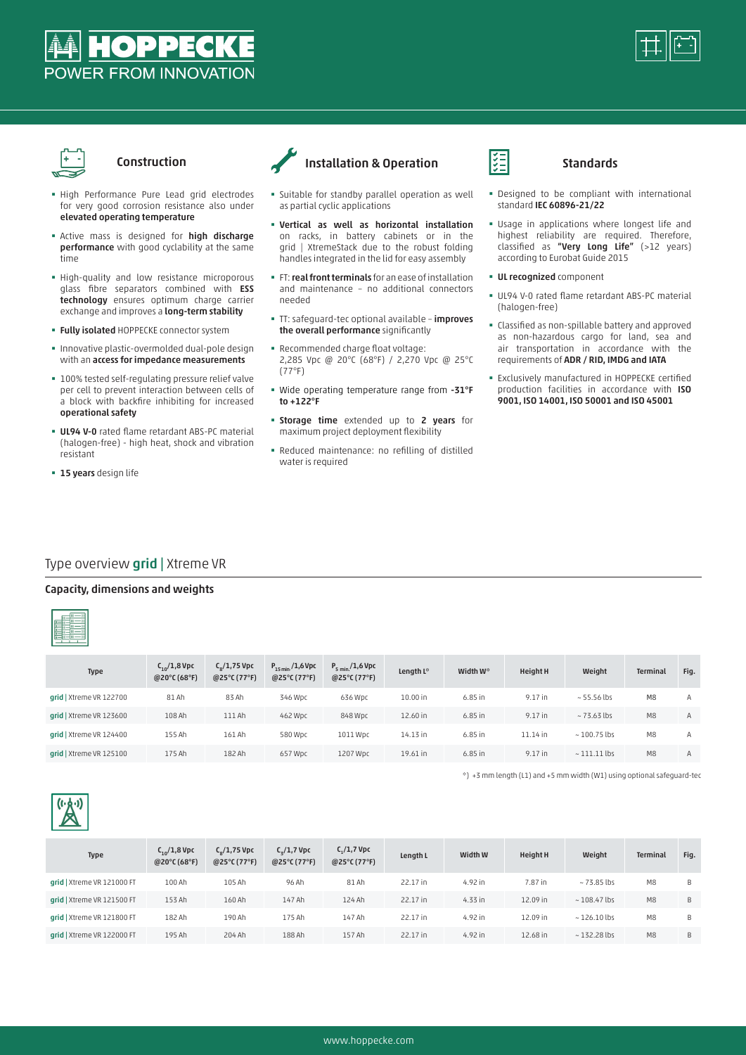# HOPPECKE

POWER FROM INNOVATION

## Construction

- High Performance Pure Lead grid electrodes for very good corrosion resistance also under **elevated operating temperature**
- Active mass is designed for **high discharge performance** with good cyclability at the same time
- High-quality and low resistance microporous glass fibre separators combined with **ESS technology** ensures optimum charge carrier exchange and improves a **long-term stability**
- **Fully isolated** HOPPECKE connector system
- Innovative plastic-overmolded dual-pole design with an **access for impedance measurements**
- 100% tested self-regulating pressure relief valve per cell to prevent interaction between cells of a block with backfire inhibiting for increased **operational safety**
- **UL94 V-0** rated flame retardant ABS-PC material (halogen-free) - high heat, shock and vibration resistant
- **15 years** design life

## Installation & Operation

- Suitable for standby parallel operation as well as partial cyclic applications
- **Vertical as well as horizontal installation** on racks, in battery cabinets or in the grid | XtremeStack due to the robust folding handles integrated in the lid for easy assembly
- FT: **real front terminals** for an ease of installation and maintenance – no additional connectors needed
- TT: safeguard-tec optional available – **improves the overall performance** significantly
- Recommended charge float voltage: 2,285 Vpc @ 20°C (68°F) / 2,270 Vpc @ 25°C (77°F)
- Wide operating temperature range from **-31°F to +122°F**
- **Storage time** extended up to **2 years** for maximum project deployment flexibility
- Reduced maintenance: no refilling of distilled water is required

## Standards

- Designed to be compliant with international standard **IEC 60896-21/22**
- Usage in applications where longest life and highest reliability are required. Therefore, classified as **"Very Long Life"** (>12 years) according to Eurobat Guide 2015
- **UL recognized** component
- UL94 V-0 rated flame retardant ABS-PC material (halogen-free)
- Classified as non-spillable battery and approved as non-hazardous cargo for land, sea and air transportation in accordance with the requirements of **ADR / RID, IMDG and IATA**
- Exclusively manufactured in HOPPECKE certified production facilities in accordance with **ISO 9001, ISO 14001, ISO 50001 and ISO 45001**

## Type overview **grid** | Xtreme VR

### Capacity, dimensions and weights

| Type | $C_{10}$/1,8 Vpc @20°C (68°F) | $C_8$/1,75 Vpc @25°C (77°F) | $P_{15\,min.}$/1,6 Vpc @25°C (77°F) | $P_{5\,min.}$/1,6 Vpc @25°C (77°F) | Length L* | Width W* | Height H | Weight | Terminal | Fig. |
|---|---|---|---|---|---|---|---|---|---|---|
| **grid** \| Xtreme VR 122700 | 81 Ah | 83 Ah | 346 Wpc | 636 Wpc | 10.00 in | 6.85 in | 9.17 in | ~ 55.56 lbs | M8 | A |
| **grid** \| Xtreme VR 123600 | 108 Ah | 111 Ah | 462 Wpc | 848 Wpc | 12.60 in | 6.85 in | 9.17 in | ~ 73.63 lbs | M8 | A |
| **grid** \| Xtreme VR 124400 | 155 Ah | 161 Ah | 580 Wpc | 1011 Wpc | 14.13 in | 6.85 in | 11.14 in | ~ 100.75 lbs | M8 | A |
| **grid** \| Xtreme VR 125100 | 175 Ah | 182 Ah | 657 Wpc | 1207 Wpc | 19.61 in | 6.85 in | 9.17 in | ~ 111.11 lbs | M8 | A |

*) +3 mm length (L1) and +5 mm width (W1) using optional safeguard-tec

| Type | $C_{10}$/1,8 Vpc @20°C (68°F) | $C_8$/1,75 Vpc @25°C (77°F) | $C_3$/1,7 Vpc @25°C (77°F) | $C_1$/1,7 Vpc @25°C (77°F) | Length L | Width W | Height H | Weight | Terminal | Fig. |
|---|---|---|---|---|---|---|---|---|---|---|
| **grid** \| Xtreme VR 121000 FT | 100 Ah | 105 Ah | 96 Ah | 81 Ah | 22.17 in | 4.92 in | 7.87 in | ~ 73.85 lbs | M8 | B |
| **grid** \| Xtreme VR 121500 FT | 153 Ah | 160 Ah | 147 Ah | 124 Ah | 22.17 in | 4.33 in | 12.09 in | ~ 108.47 lbs | M8 | B |
| **grid** \| Xtreme VR 121800 FT | 182 Ah | 190 Ah | 175 Ah | 147 Ah | 22.17 in | 4.92 in | 12.09 in | ~ 126.10 lbs | M8 | B |
| **grid** \| Xtreme VR 122000 FT | 195 Ah | 204 Ah | 188 Ah | 157 Ah | 22.17 in | 4.92 in | 12.68 in | ~ 132.28 lbs | M8 | B |

www.hoppecke.com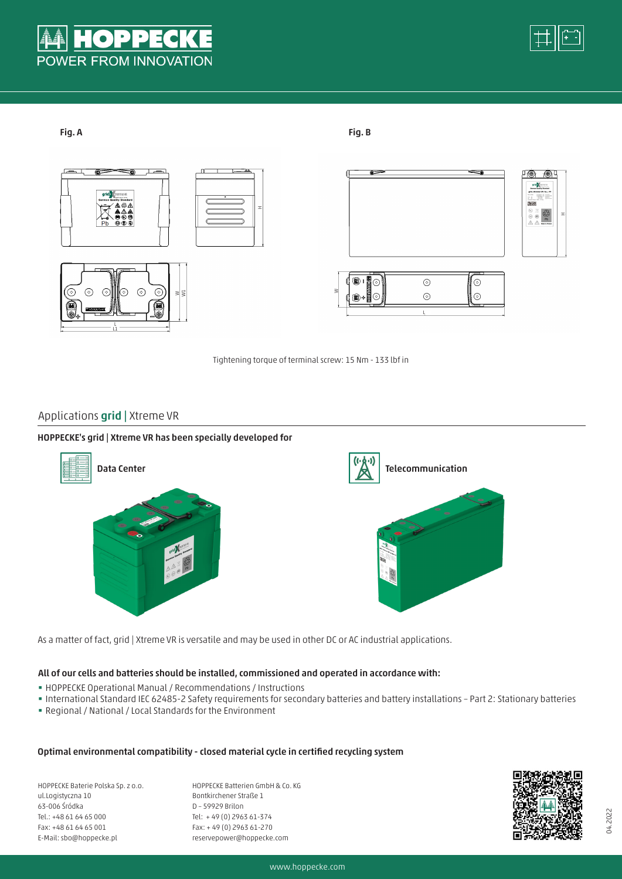Fig. A

Fig. B

Tightening torque of terminal screw: 15 Nm - 133 lbf in

## Applications **grid** | Xtreme VR

**HOPPECKE's grid | Xtreme VR has been specially developed for**

**Data Center**

**Telecommunication**

As a matter of fact, grid | Xtreme VR is versatile and may be used in other DC or AC industrial applications.

**All of our cells and batteries should be installed, commissioned and operated in accordance with:**

- HOPPECKE Operational Manual / Recommendations / Instructions
- International Standard IEC 62485-2 Safety requirements for secondary batteries and battery installations – Part 2: Stationary batteries
- Regional / National / Local Standards for the Environment

**Optimal environmental compatibility - closed material cycle in certified recycling system**

HOPPECKE Baterie Polska Sp. z o.o.
ul.Logistyczna 10
63-006 Środka
Tel.: +48 61 64 65 000
Fax: +48 61 64 65 001
E-Mail: sbo@hoppecke.pl

HOPPECKE Batterien GmbH & Co. KG
Bontkirchener Straße 1
D – 59929 Brilon
Tel: + 49 (0) 2963 61-374
Fax: + 49 (0) 2963 61-270
reservepower@hoppecke.com

04.2022

www.hoppecke.com